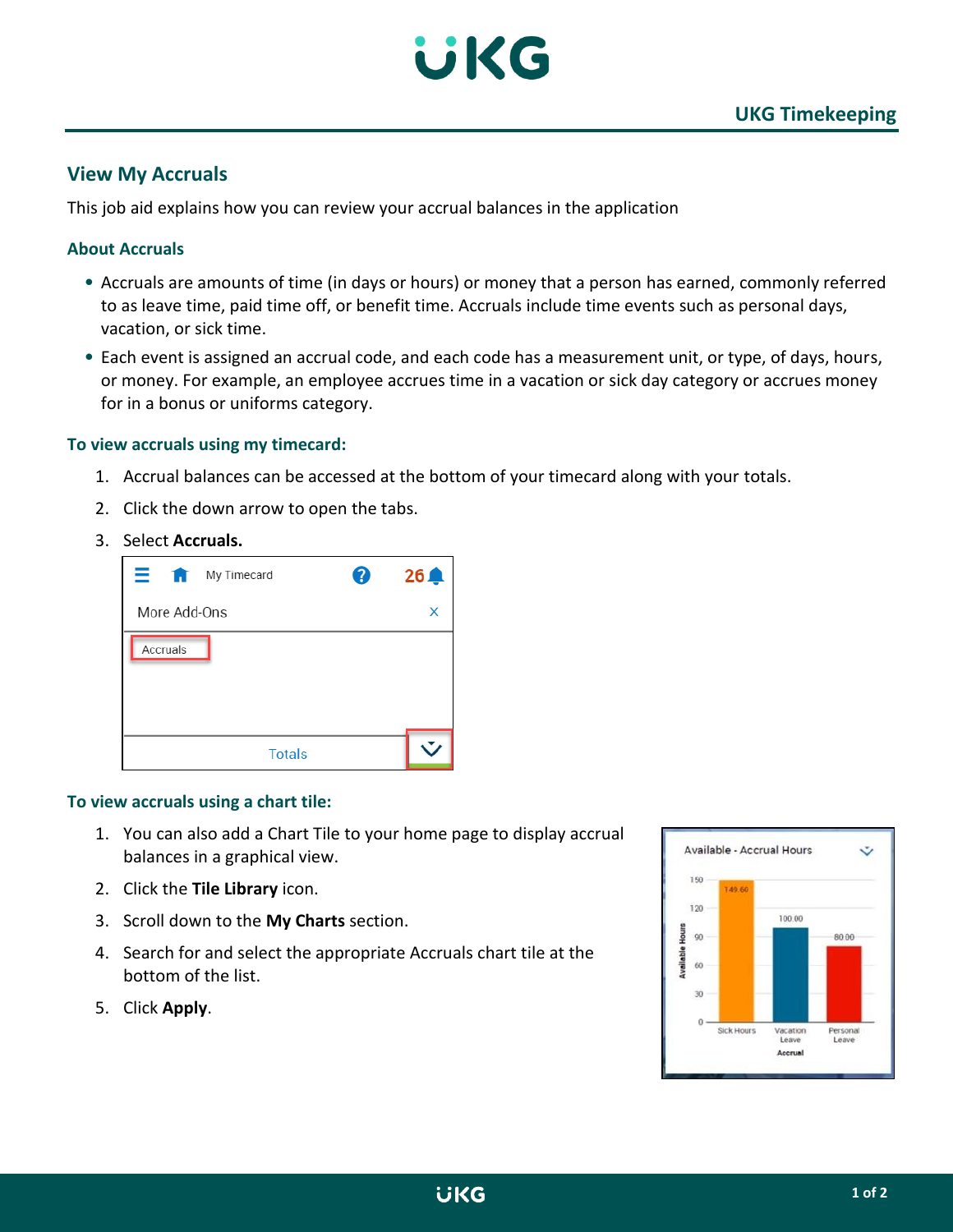# View My Accruals

This job aid explains how you can review your accrual balances in the application

## About Accruals

- Accruals are amounts of time (in days or hours) or money that a person has earned, commonly referred to as leave time, paid time off, or benefit time. Accruals include time events such as personal days, vacation, or sick time.
- Each event is assigned an accrual code, and each code has a measurement unit, or type, of days, hours, or money. For example, an employee accrues time in a vacation or sick day category or accrues money for in a bonus or uniforms category.

## To view accruals using my timecard:

1. Accrual balances can be accessed at the bottom of your timecard along with your totals.
2. Click the down arrow to open the tabs.
3. Select **Accruals.**

## To view accruals using a chart tile:

1. You can also add a Chart Tile to your home page to display accrual balances in a graphical view.
2. Click the **Tile Library** icon.
3. Scroll down to the **My Charts** section.
4. Search for and select the appropriate Accruals chart tile at the bottom of the list.
5. Click **Apply**.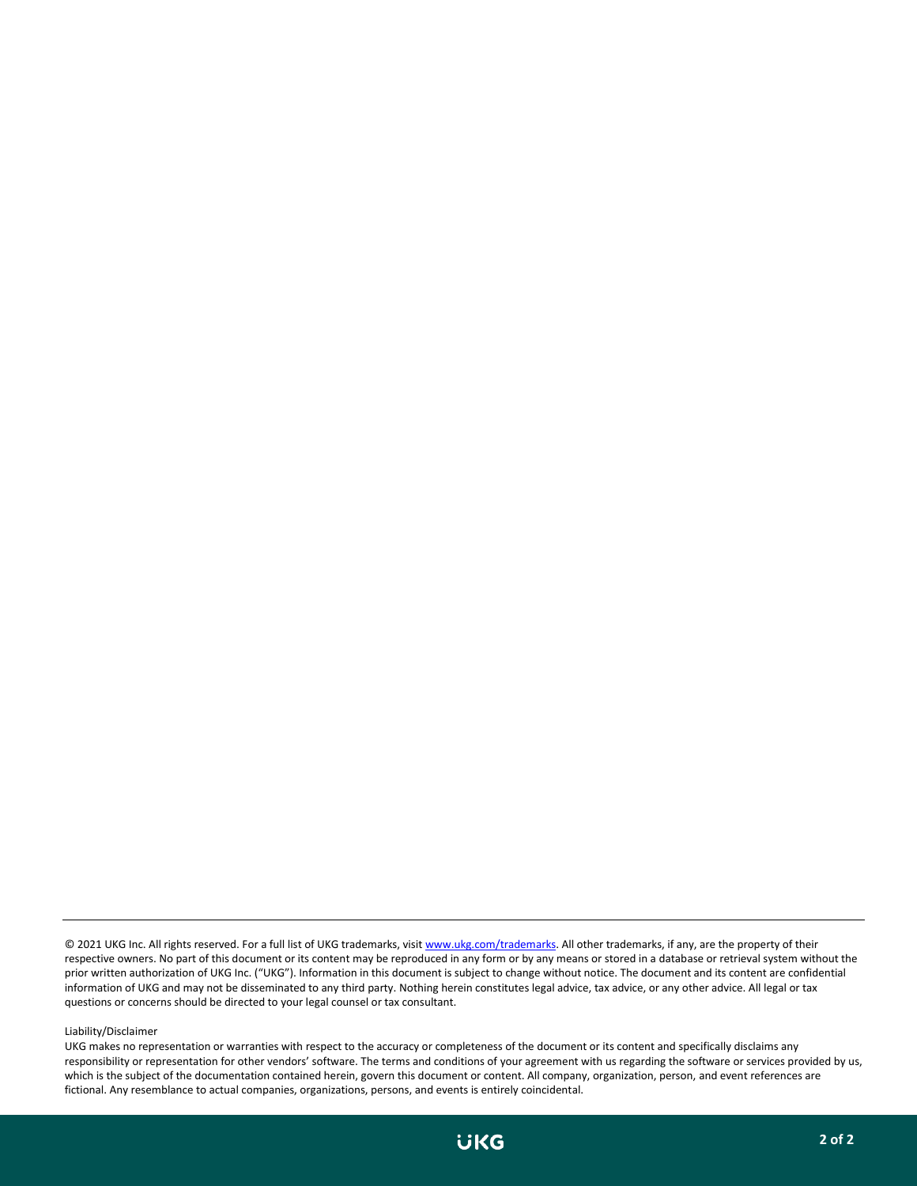© 2021 UKG Inc. All rights reserved. For a full list of UKG trademarks, visit [www.ukg.com/trademarks](http://www.ukg.com/trademarks). All other trademarks, if any, are the property of their respective owners. No part of this document or its content may be reproduced in any form or by any means or stored in a database or retrieval system without the prior written authorization of UKG Inc. ("UKG"). Information in this document is subject to change without notice. The document and its content are confidential information of UKG and may not be disseminated to any third party. Nothing herein constitutes legal advice, tax advice, or any other advice. All legal or tax questions or concerns should be directed to your legal counsel or tax consultant.

Liability/Disclaimer

UKG makes no representation or warranties with respect to the accuracy or completeness of the document or its content and specifically disclaims any responsibility or representation for other vendors' software. The terms and conditions of your agreement with us regarding the software or services provided by us, which is the subject of the documentation contained herein, govern this document or content. All company, organization, person, and event references are fictional. Any resemblance to actual companies, organizations, persons, and events is entirely coincidental.